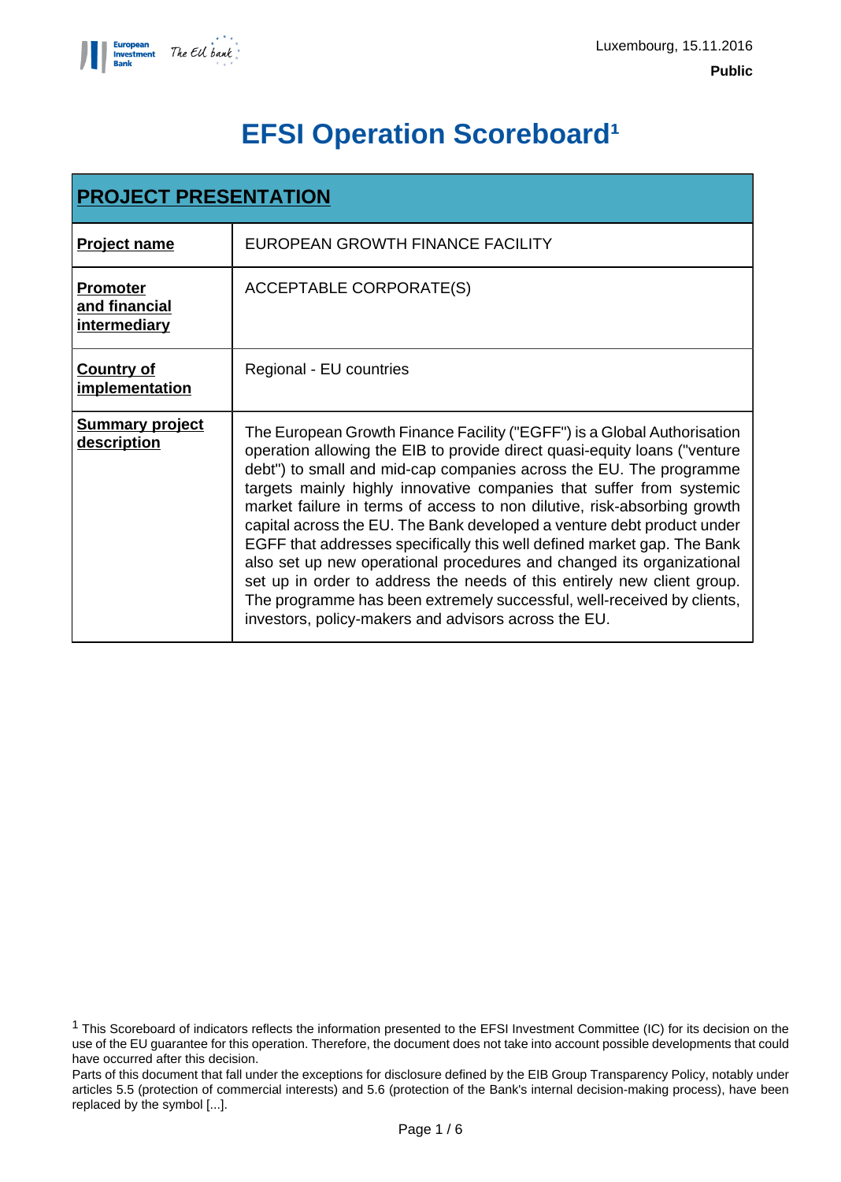Luxembourg, 15.11.2016

**Public**

# EFSI Operation Scoreboard[1]

| **PROJECT PRESENTATION** | |
|---|---|
| **Project name** | EUROPEAN GROWTH FINANCE FACILITY |
| **Promoter and financial intermediary** | ACCEPTABLE CORPORATE(S) |
| **Country of implementation** | Regional - EU countries |
| **Summary project description** | The European Growth Finance Facility ("EGFF") is a Global Authorisation operation allowing the EIB to provide direct quasi-equity loans ("venture debt") to small and mid-cap companies across the EU. The programme targets mainly highly innovative companies that suffer from systemic market failure in terms of access to non dilutive, risk-absorbing growth capital across the EU. The Bank developed a venture debt product under EGFF that addresses specifically this well defined market gap. The Bank also set up new operational procedures and changed its organizational set up in order to address the needs of this entirely new client group. The programme has been extremely successful, well-received by clients, investors, policy-makers and advisors across the EU. |

[1] This Scoreboard of indicators reflects the information presented to the EFSI Investment Committee (IC) for its decision on the use of the EU guarantee for this operation. Therefore, the document does not take into account possible developments that could have occurred after this decision.
Parts of this document that fall under the exceptions for disclosure defined by the EIB Group Transparency Policy, notably under articles 5.5 (protection of commercial interests) and 5.6 (protection of the Bank's internal decision-making process), have been replaced by the symbol [...].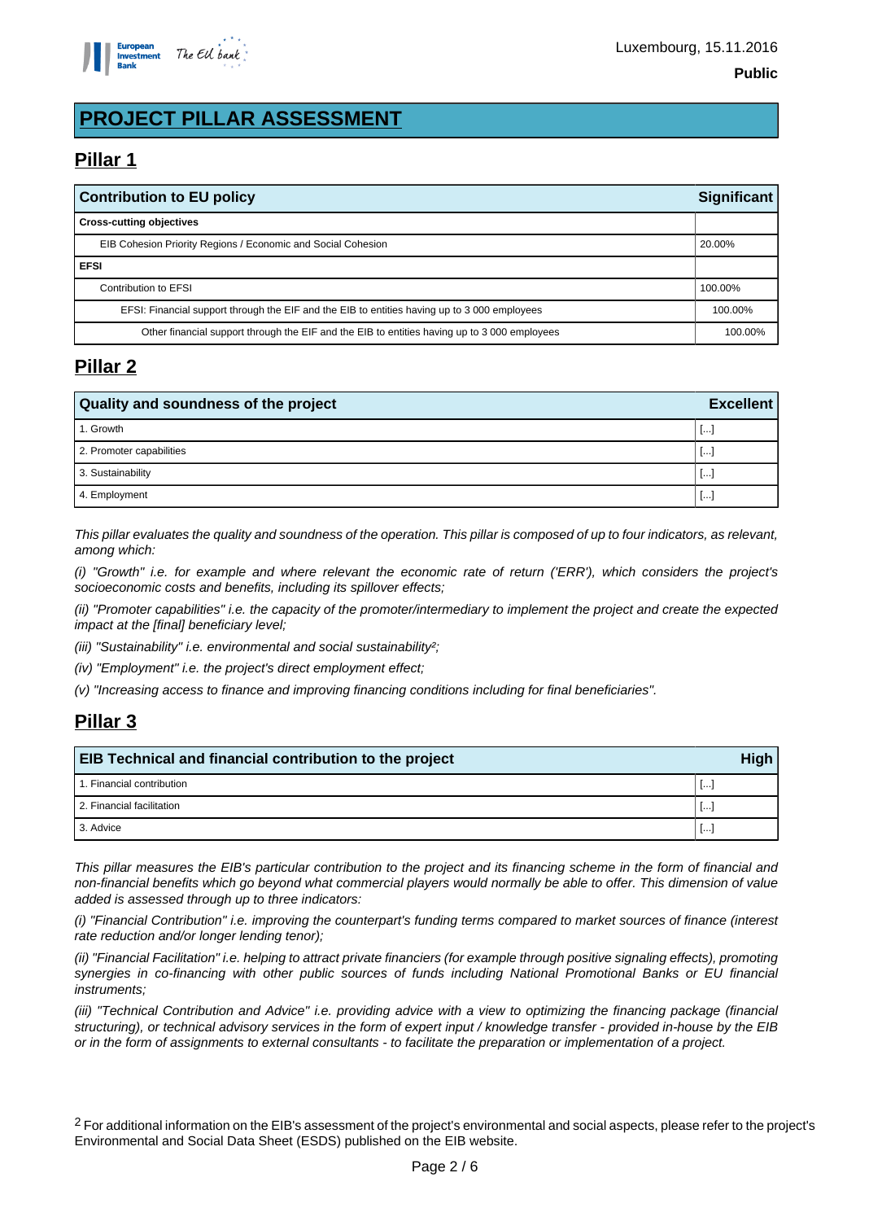Luxembourg, 15.11.2016

**Public**

# PROJECT PILLAR ASSESSMENT

## Pillar 1

| Contribution to EU policy | Significant |
|---|---|
| **Cross-cutting objectives** | |
| EIB Cohesion Priority Regions / Economic and Social Cohesion | 20.00% |
| **EFSI** | |
| Contribution to EFSI | 100.00% |
| EFSI: Financial support through the EIF and the EIB to entities having up to 3 000 employees | 100.00% |
| Other financial support through the EIF and the EIB to entities having up to 3 000 employees | 100.00% |

## Pillar 2

| Quality and soundness of the project | Excellent |
|---|---|
| 1. Growth | [...] |
| 2. Promoter capabilities | [...] |
| 3. Sustainability | [...] |
| 4. Employment | [...] |

*This pillar evaluates the quality and soundness of the operation. This pillar is composed of up to four indicators, as relevant, among which:*

*(i) "Growth" i.e. for example and where relevant the economic rate of return ('ERR'), which considers the project's socioeconomic costs and benefits, including its spillover effects;*

*(ii) "Promoter capabilities" i.e. the capacity of the promoter/intermediary to implement the project and create the expected impact at the [final] beneficiary level;*

*(iii) "Sustainability" i.e. environmental and social sustainability[2];*

*(iv) "Employment" i.e. the project's direct employment effect;*

*(v) "Increasing access to finance and improving financing conditions including for final beneficiaries".*

## Pillar 3

| EIB Technical and financial contribution to the project | High |
|---|---|
| 1. Financial contribution | [...] |
| 2. Financial facilitation | [...] |
| 3. Advice | [...] |

*This pillar measures the EIB's particular contribution to the project and its financing scheme in the form of financial and non-financial benefits which go beyond what commercial players would normally be able to offer. This dimension of value added is assessed through up to three indicators:*

*(i) "Financial Contribution" i.e. improving the counterpart's funding terms compared to market sources of finance (interest rate reduction and/or longer lending tenor);*

*(ii) "Financial Facilitation" i.e. helping to attract private financiers (for example through positive signaling effects), promoting synergies in co-financing with other public sources of funds including National Promotional Banks or EU financial instruments;*

*(iii) "Technical Contribution and Advice" i.e. providing advice with a view to optimizing the financing package (financial structuring), or technical advisory services in the form of expert input / knowledge transfer - provided in-house by the EIB or in the form of assignments to external consultants - to facilitate the preparation or implementation of a project.*

[2] For additional information on the EIB's assessment of the project's environmental and social aspects, please refer to the project's Environmental and Social Data Sheet (ESDS) published on the EIB website.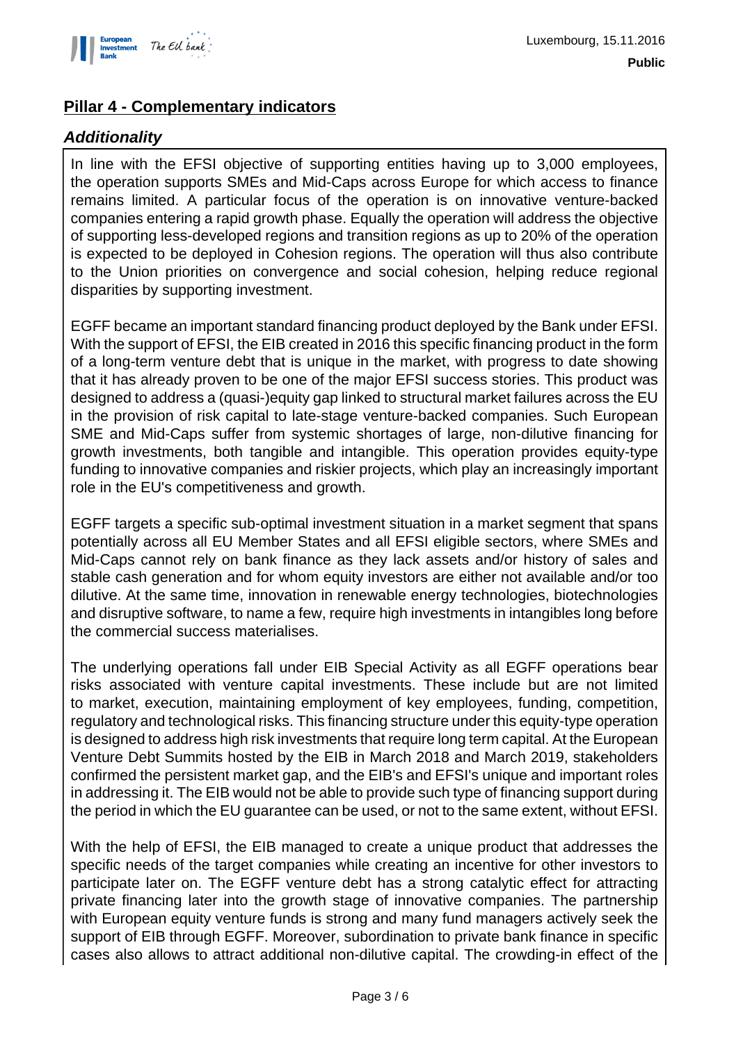## Pillar 4 - Complementary indicators

### *Additionality*

In line with the EFSI objective of supporting entities having up to 3,000 employees, the operation supports SMEs and Mid-Caps across Europe for which access to finance remains limited. A particular focus of the operation is on innovative venture-backed companies entering a rapid growth phase. Equally the operation will address the objective of supporting less-developed regions and transition regions as up to 20% of the operation is expected to be deployed in Cohesion regions. The operation will thus also contribute to the Union priorities on convergence and social cohesion, helping reduce regional disparities by supporting investment.

EGFF became an important standard financing product deployed by the Bank under EFSI. With the support of EFSI, the EIB created in 2016 this specific financing product in the form of a long-term venture debt that is unique in the market, with progress to date showing that it has already proven to be one of the major EFSI success stories. This product was designed to address a (quasi-)equity gap linked to structural market failures across the EU in the provision of risk capital to late-stage venture-backed companies. Such European SME and Mid-Caps suffer from systemic shortages of large, non-dilutive financing for growth investments, both tangible and intangible. This operation provides equity-type funding to innovative companies and riskier projects, which play an increasingly important role in the EU's competitiveness and growth.

EGFF targets a specific sub-optimal investment situation in a market segment that spans potentially across all EU Member States and all EFSI eligible sectors, where SMEs and Mid-Caps cannot rely on bank finance as they lack assets and/or history of sales and stable cash generation and for whom equity investors are either not available and/or too dilutive. At the same time, innovation in renewable energy technologies, biotechnologies and disruptive software, to name a few, require high investments in intangibles long before the commercial success materialises.

The underlying operations fall under EIB Special Activity as all EGFF operations bear risks associated with venture capital investments. These include but are not limited to market, execution, maintaining employment of key employees, funding, competition, regulatory and technological risks. This financing structure under this equity-type operation is designed to address high risk investments that require long term capital. At the European Venture Debt Summits hosted by the EIB in March 2018 and March 2019, stakeholders confirmed the persistent market gap, and the EIB's and EFSI's unique and important roles in addressing it. The EIB would not be able to provide such type of financing support during the period in which the EU guarantee can be used, or not to the same extent, without EFSI.

With the help of EFSI, the EIB managed to create a unique product that addresses the specific needs of the target companies while creating an incentive for other investors to participate later on. The EGFF venture debt has a strong catalytic effect for attracting private financing later into the growth stage of innovative companies. The partnership with European equity venture funds is strong and many fund managers actively seek the support of EIB through EGFF. Moreover, subordination to private bank finance in specific cases also allows to attract additional non-dilutive capital. The crowding-in effect of the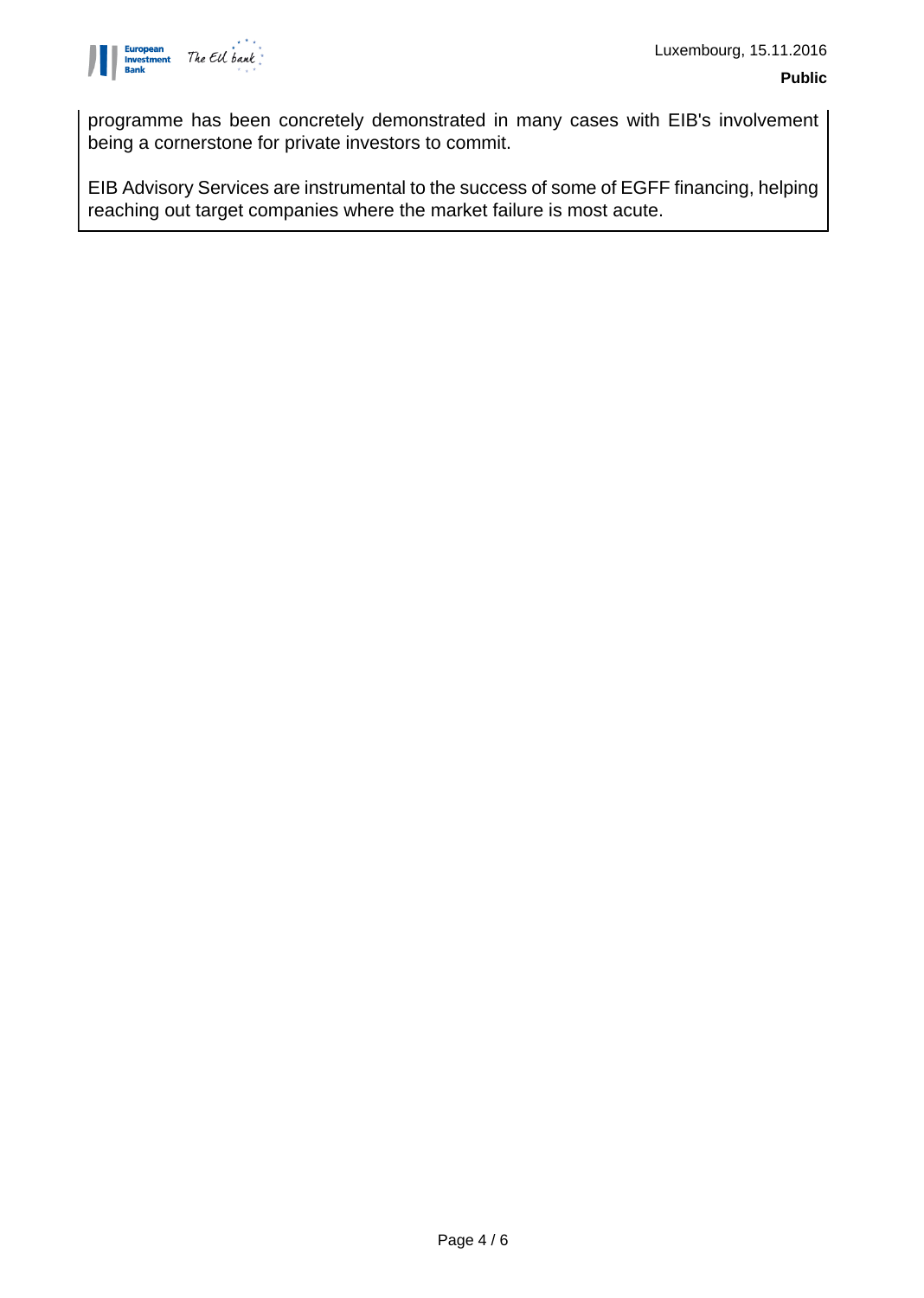programme has been concretely demonstrated in many cases with EIB's involvement being a cornerstone for private investors to commit.

EIB Advisory Services are instrumental to the success of some of EGFF financing, helping reaching out target companies where the market failure is most acute.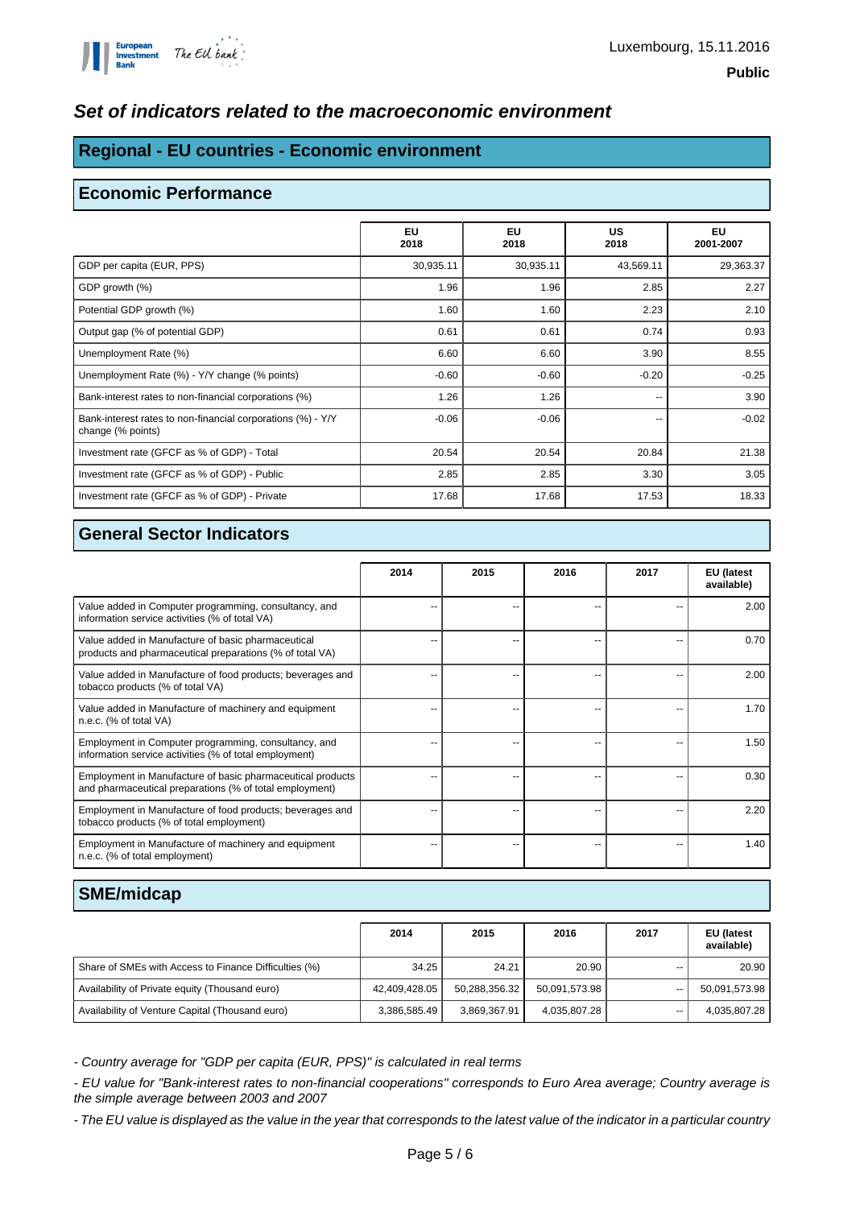Luxembourg, 15.11.2016

**Public**

## *Set of indicators related to the macroeconomic environment*

## Regional - EU countries - Economic environment

### Economic Performance

| | EU 2018 | EU 2018 | US 2018 | EU 2001-2007 |
|---|---|---|---|---|
| GDP per capita (EUR, PPS) | 30,935.11 | 30,935.11 | 43,569.11 | 29,363.37 |
| GDP growth (%) | 1.96 | 1.96 | 2.85 | 2.27 |
| Potential GDP growth (%) | 1.60 | 1.60 | 2.23 | 2.10 |
| Output gap (% of potential GDP) | 0.61 | 0.61 | 0.74 | 0.93 |
| Unemployment Rate (%) | 6.60 | 6.60 | 3.90 | 8.55 |
| Unemployment Rate (%) - Y/Y change (% points) | -0.60 | -0.60 | -0.20 | -0.25 |
| Bank-interest rates to non-financial corporations (%) | 1.26 | 1.26 | -- | 3.90 |
| Bank-interest rates to non-financial corporations (%) - Y/Y change (% points) | -0.06 | -0.06 | -- | -0.02 |
| Investment rate (GFCF as % of GDP) - Total | 20.54 | 20.54 | 20.84 | 21.38 |
| Investment rate (GFCF as % of GDP) - Public | 2.85 | 2.85 | 3.30 | 3.05 |
| Investment rate (GFCF as % of GDP) - Private | 17.68 | 17.68 | 17.53 | 18.33 |

### General Sector Indicators

| | 2014 | 2015 | 2016 | 2017 | EU (latest available) |
|---|---|---|---|---|---|
| Value added in Computer programming, consultancy, and information service activities (% of total VA) | -- | -- | -- | -- | 2.00 |
| Value added in Manufacture of basic pharmaceutical products and pharmaceutical preparations (% of total VA) | -- | -- | -- | -- | 0.70 |
| Value added in Manufacture of food products; beverages and tobacco products (% of total VA) | -- | -- | -- | -- | 2.00 |
| Value added in Manufacture of machinery and equipment n.e.c. (% of total VA) | -- | -- | -- | -- | 1.70 |
| Employment in Computer programming, consultancy, and information service activities (% of total employment) | -- | -- | -- | -- | 1.50 |
| Employment in Manufacture of basic pharmaceutical products and pharmaceutical preparations (% of total employment) | -- | -- | -- | -- | 0.30 |
| Employment in Manufacture of food products; beverages and tobacco products (% of total employment) | -- | -- | -- | -- | 2.20 |
| Employment in Manufacture of machinery and equipment n.e.c. (% of total employment) | -- | -- | -- | -- | 1.40 |

### SME/midcap

| | 2014 | 2015 | 2016 | 2017 | EU (latest available) |
|---|---|---|---|---|---|
| Share of SMEs with Access to Finance Difficulties (%) | 34.25 | 24.21 | 20.90 | -- | 20.90 |
| Availability of Private equity (Thousand euro) | 42,409,428.05 | 50,288,356.32 | 50,091,573.98 | -- | 50,091,573.98 |
| Availability of Venture Capital (Thousand euro) | 3,386,585.49 | 3,869,367.91 | 4,035,807.28 | -- | 4,035,807.28 |

*- Country average for "GDP per capita (EUR, PPS)" is calculated in real terms*

*- EU value for "Bank-interest rates to non-financial cooperations" corresponds to Euro Area average; Country average is the simple average between 2003 and 2007*

*- The EU value is displayed as the value in the year that corresponds to the latest value of the indicator in a particular country*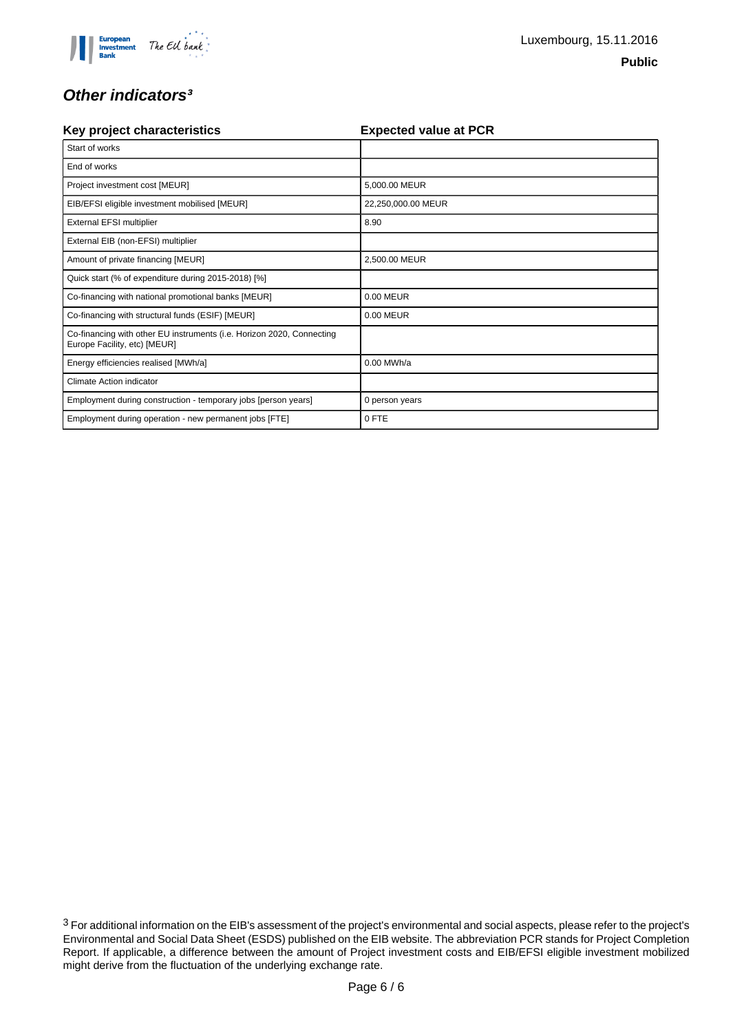## *Other indicators[3]*

| Key project characteristics | Expected value at PCR |
|---|---|
| Start of works | |
| End of works | |
| Project investment cost [MEUR] | 5,000.00 MEUR |
| EIB/EFSI eligible investment mobilised [MEUR] | 22,250,000.00 MEUR |
| External EFSI multiplier | 8.90 |
| External EIB (non-EFSI) multiplier | |
| Amount of private financing [MEUR] | 2,500.00 MEUR |
| Quick start (% of expenditure during 2015-2018) [%] | |
| Co-financing with national promotional banks [MEUR] | 0.00 MEUR |
| Co-financing with structural funds (ESIF) [MEUR] | 0.00 MEUR |
| Co-financing with other EU instruments (i.e. Horizon 2020, Connecting Europe Facility, etc) [MEUR] | |
| Energy efficiencies realised [MWh/a] | 0.00 MWh/a |
| Climate Action indicator | |
| Employment during construction - temporary jobs [person years] | 0 person years |
| Employment during operation - new permanent jobs [FTE] | 0 FTE |

[3] For additional information on the EIB's assessment of the project's environmental and social aspects, please refer to the project's Environmental and Social Data Sheet (ESDS) published on the EIB website. The abbreviation PCR stands for Project Completion Report. If applicable, a difference between the amount of Project investment costs and EIB/EFSI eligible investment mobilized might derive from the fluctuation of the underlying exchange rate.